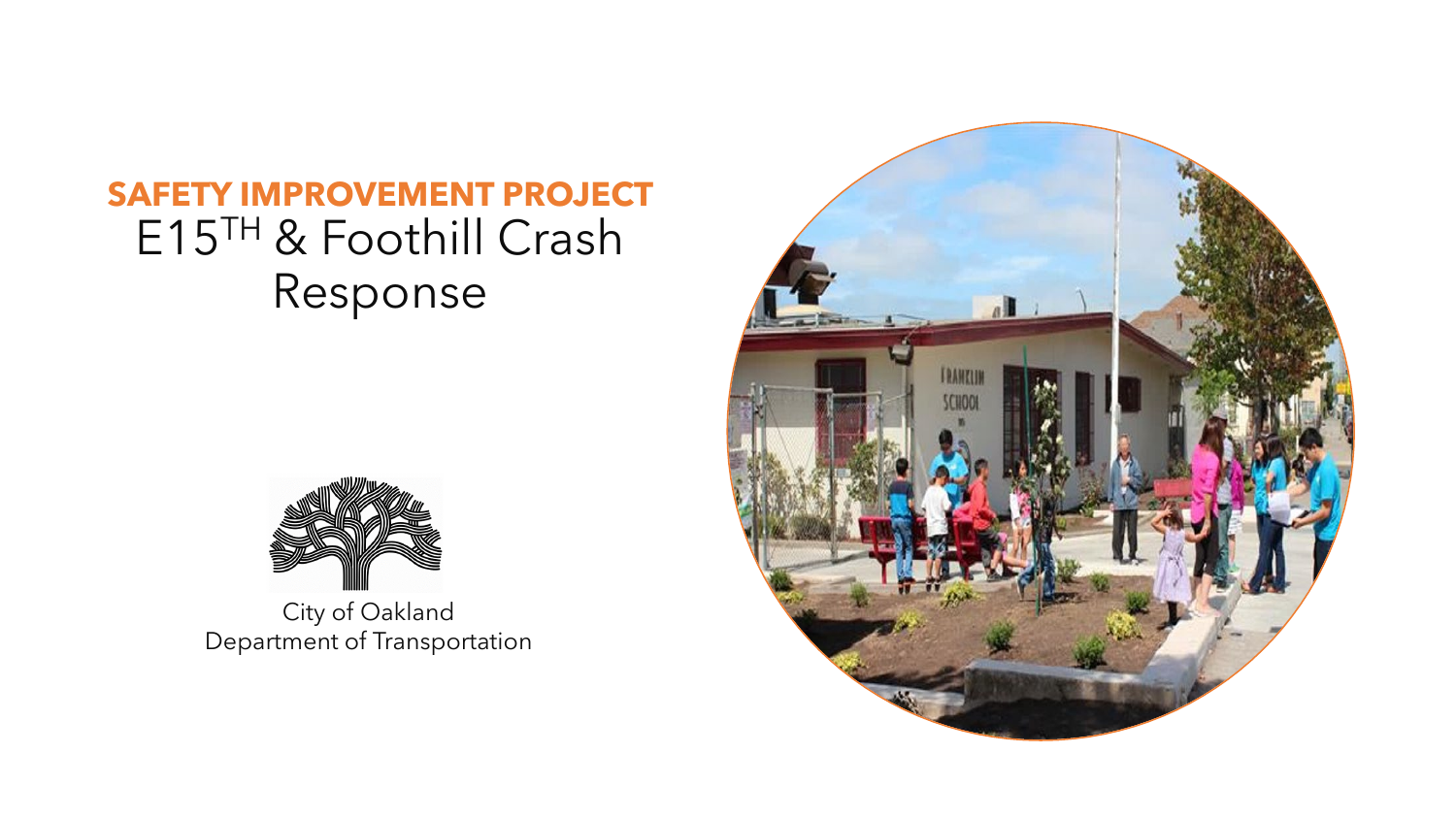**SAFETY IMPROVEMENT PROJECT**

# E15$^{TH}$ & Foothill Crash Response

City of Oakland
Department of Transportation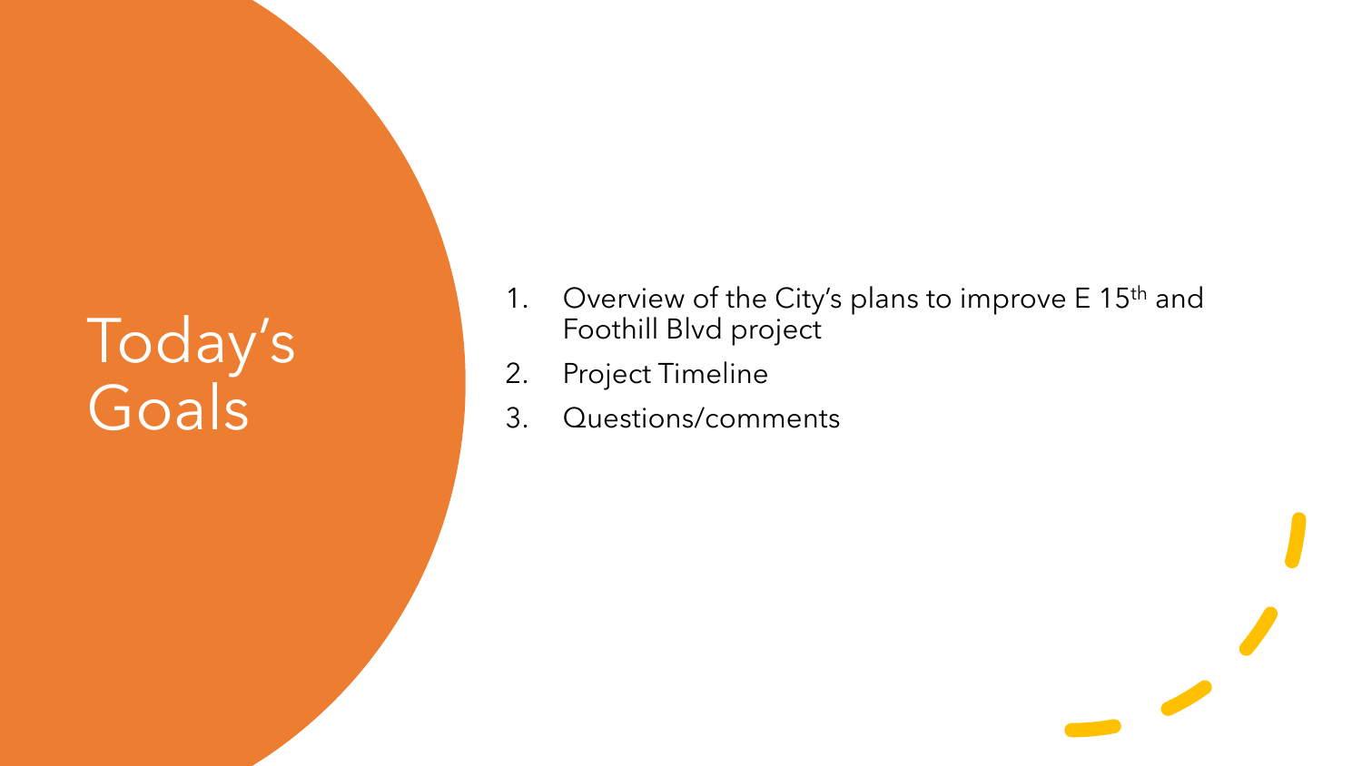# Today's Goals

1. Overview of the City's plans to improve E 15th and Foothill Blvd project
2. Project Timeline
3. Questions/comments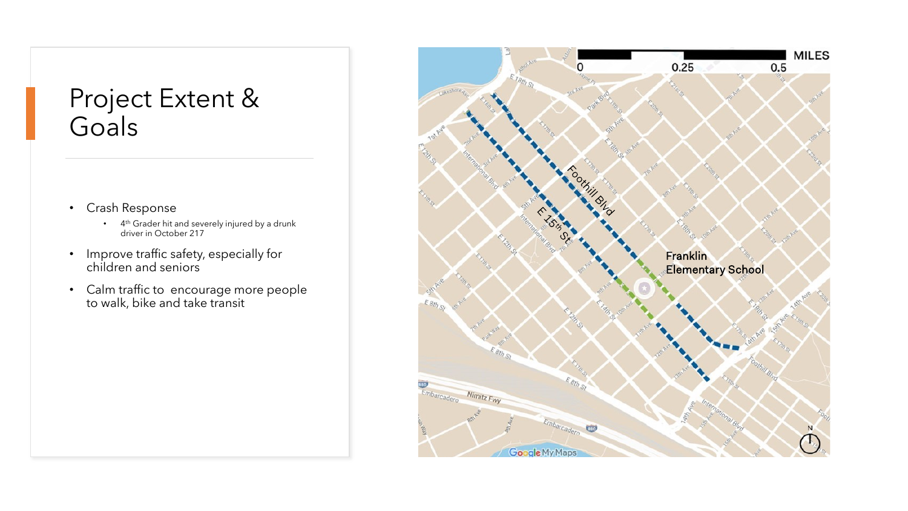# Project Extent & Goals

- Crash Response
  - 4th Grader hit and severely injured by a drunk driver in October 217
- Improve traffic safety, especially for children and seniors
- Calm traffic to encourage more people to walk, bike and take transit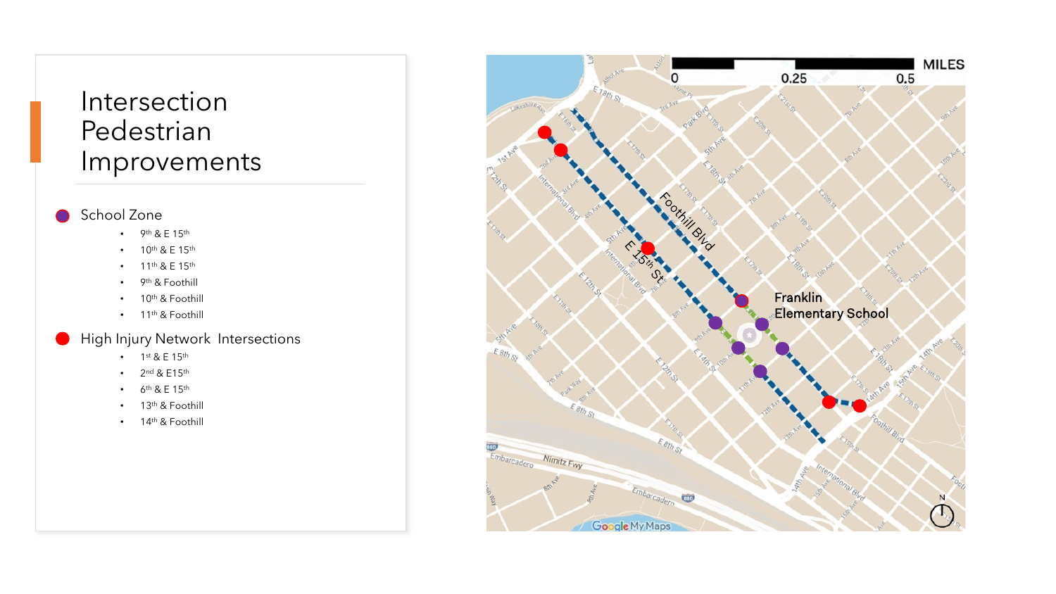# Intersection Pedestrian Improvements

- School Zone
  - 9th & E 15th
  - 10th & E 15th
  - 11th & E 15th
  - 9th & Foothill
  - 10th & Foothill
  - 11th & Foothill
- High Injury Network Intersections
  - 1st & E 15th
  - 2nd & E15th
  - 6th & E 15th
  - 13th & Foothill
  - 14th & Foothill

Franklin Elementary School

Foothill Blvd

E 15th St

MILES 0 0.25 0.5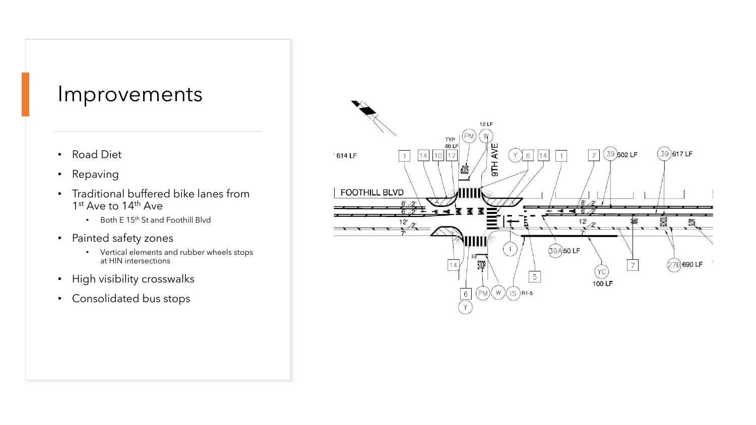# Improvements

- Road Diet
- Repaving
- Traditional buffered bike lanes from 1st Ave to 14th Ave
  - Both E 15th St and Foothill Blvd
- Painted safety zones
  - Vertical elements and rubber wheels stops at HIN intersections
- High visibility crosswalks
- Consolidated bus stops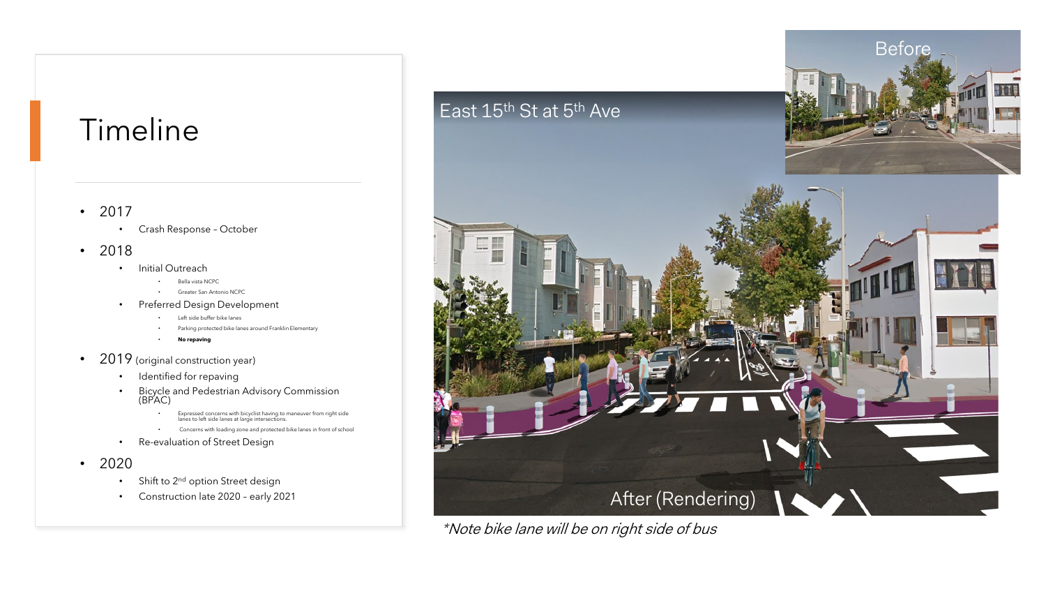# Timeline

- 2017
  - Crash Response – October
- 2018
  - Initial Outreach
    - Bella vista NCPC
    - Greater San Antonio NCPC
  - Preferred Design Development
    - Left side buffer bike lanes
    - Parking protected bike lanes around Franklin Elementary
    - **No repaving**
- 2019 (original construction year)
  - Identified for repaving
  - Bicycle and Pedestrian Advisory Commission (BPAC)
    - Expressed concerns with bicyclist having to maneuver from right side lanes to left side lanes at large intersections.
    - Concerns with loading zone and protected bike lanes in front of school
  - Re-evaluation of Street Design
- 2020
  - Shift to 2nd option Street design
  - Construction late 2020 – early 2021

East 15th St at 5th Ave

Before

After (Rendering)

*Note bike lane will be on right side of bus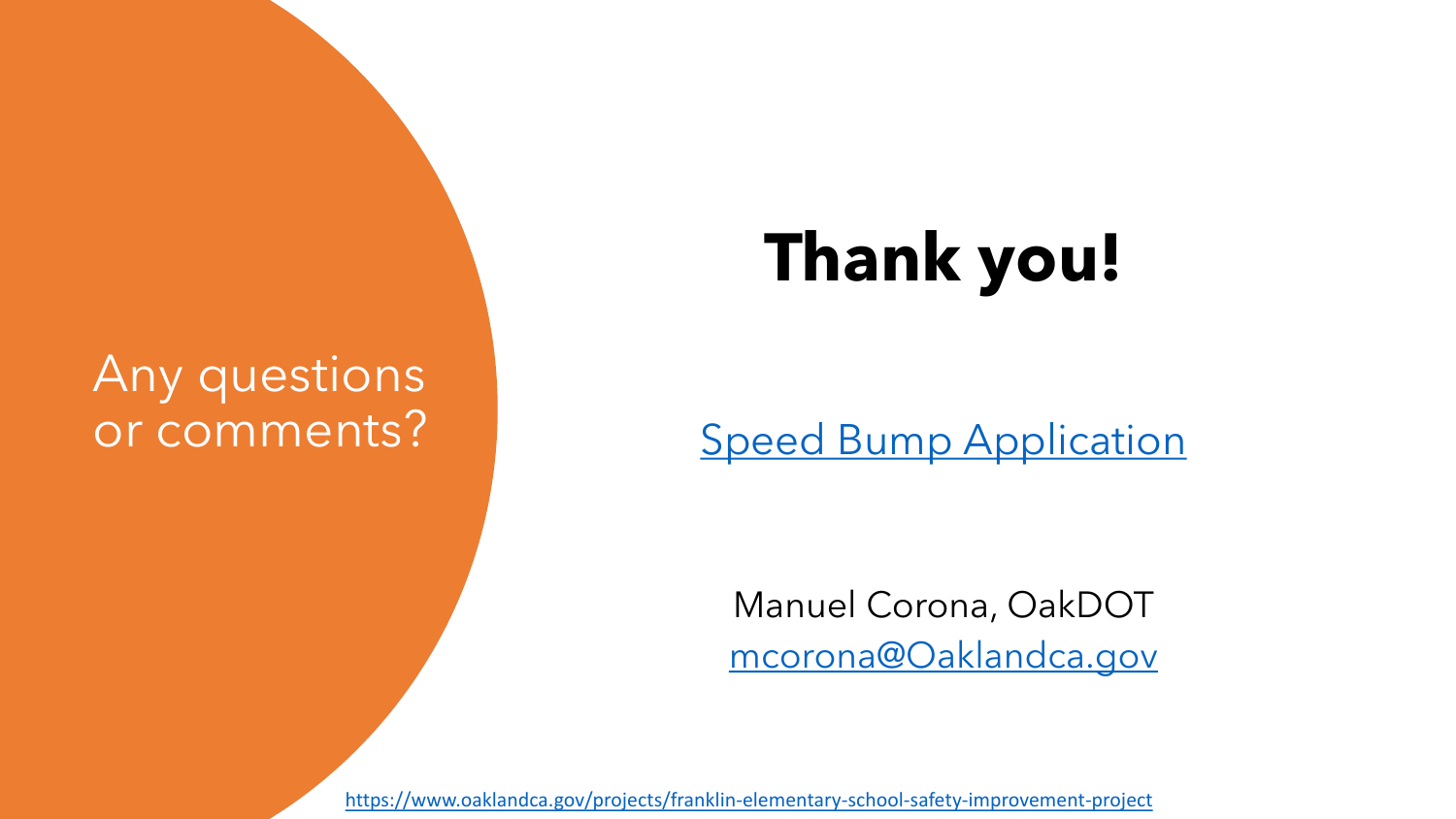Any questions or comments?

# Thank you!

[Speed Bump Application]

Manuel Corona, OakDOT
mcorona@Oaklandca.gov

https://www.oaklandca.gov/projects/franklin-elementary-school-safety-improvement-project